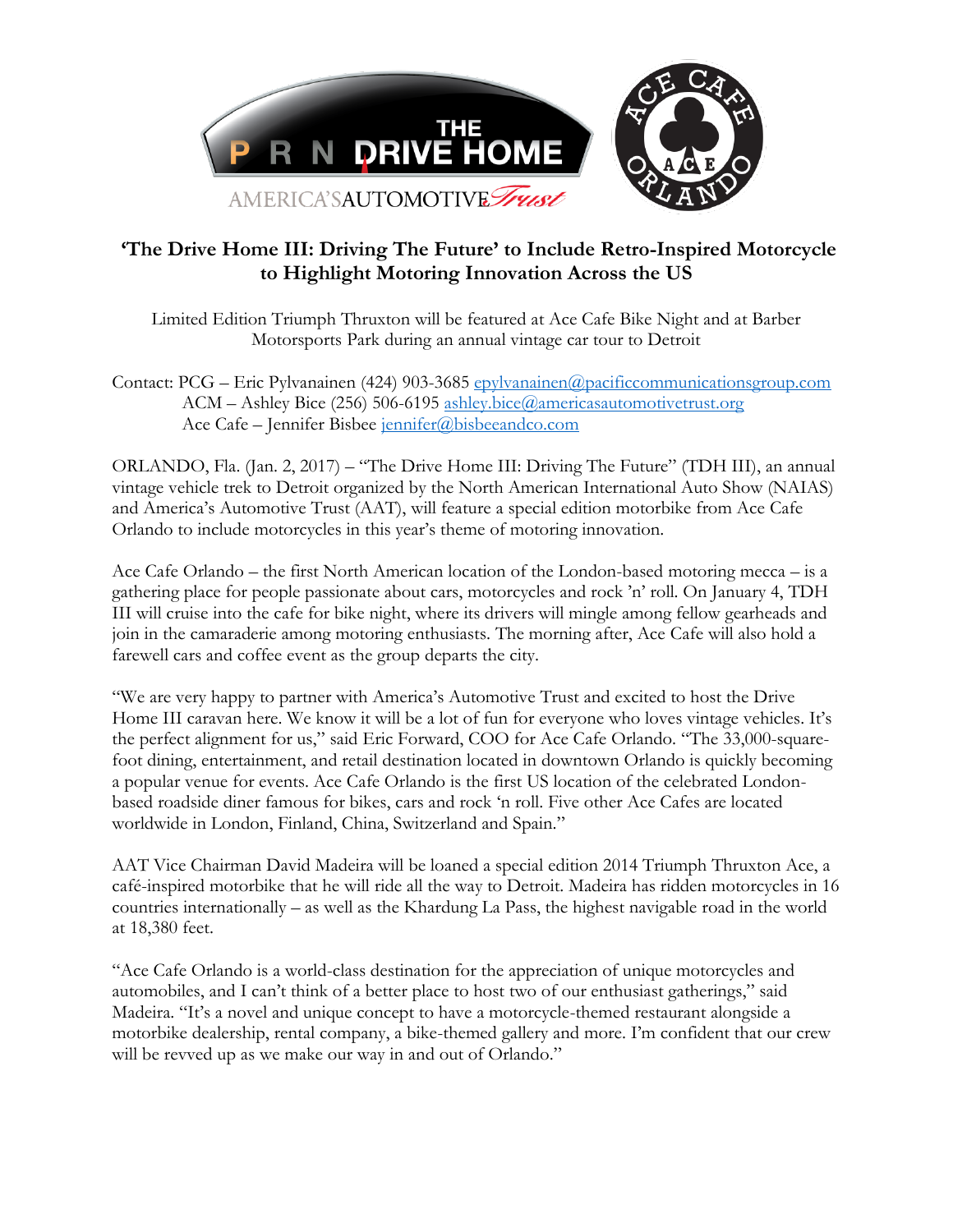# 'The Drive Home III: Driving The Future' to Include Retro-Inspired Motorcycle to Highlight Motoring Innovation Across the US

Limited Edition Triumph Thruxton will be featured at Ace Cafe Bike Night and at Barber Motorsports Park during an annual vintage car tour to Detroit

Contact: PCG – Eric Pylvanainen (424) 903-3685 epylvanainen@pacificcommunicationsgroup.com
ACM – Ashley Bice (256) 506-6195 ashley.bice@americasautomotivetrust.org
Ace Cafe – Jennifer Bisbee jennifer@bisbeeandco.com

ORLANDO, Fla. (Jan. 2, 2017) – "The Drive Home III: Driving The Future" (TDH III), an annual vintage vehicle trek to Detroit organized by the North American International Auto Show (NAIAS) and America's Automotive Trust (AAT), will feature a special edition motorbike from Ace Cafe Orlando to include motorcycles in this year's theme of motoring innovation.

Ace Cafe Orlando – the first North American location of the London-based motoring mecca – is a gathering place for people passionate about cars, motorcycles and rock 'n' roll. On January 4, TDH III will cruise into the cafe for bike night, where its drivers will mingle among fellow gearheads and join in the camaraderie among motoring enthusiasts. The morning after, Ace Cafe will also hold a farewell cars and coffee event as the group departs the city.

"We are very happy to partner with America's Automotive Trust and excited to host the Drive Home III caravan here. We know it will be a lot of fun for everyone who loves vintage vehicles. It's the perfect alignment for us," said Eric Forward, COO for Ace Cafe Orlando. "The 33,000-square-foot dining, entertainment, and retail destination located in downtown Orlando is quickly becoming a popular venue for events. Ace Cafe Orlando is the first US location of the celebrated London-based roadside diner famous for bikes, cars and rock 'n roll. Five other Ace Cafes are located worldwide in London, Finland, China, Switzerland and Spain."

AAT Vice Chairman David Madeira will be loaned a special edition 2014 Triumph Thruxton Ace, a café-inspired motorbike that he will ride all the way to Detroit. Madeira has ridden motorcycles in 16 countries internationally – as well as the Khardung La Pass, the highest navigable road in the world at 18,380 feet.

"Ace Cafe Orlando is a world-class destination for the appreciation of unique motorcycles and automobiles, and I can't think of a better place to host two of our enthusiast gatherings," said Madeira. "It's a novel and unique concept to have a motorcycle-themed restaurant alongside a motorbike dealership, rental company, a bike-themed gallery and more. I'm confident that our crew will be revved up as we make our way in and out of Orlando."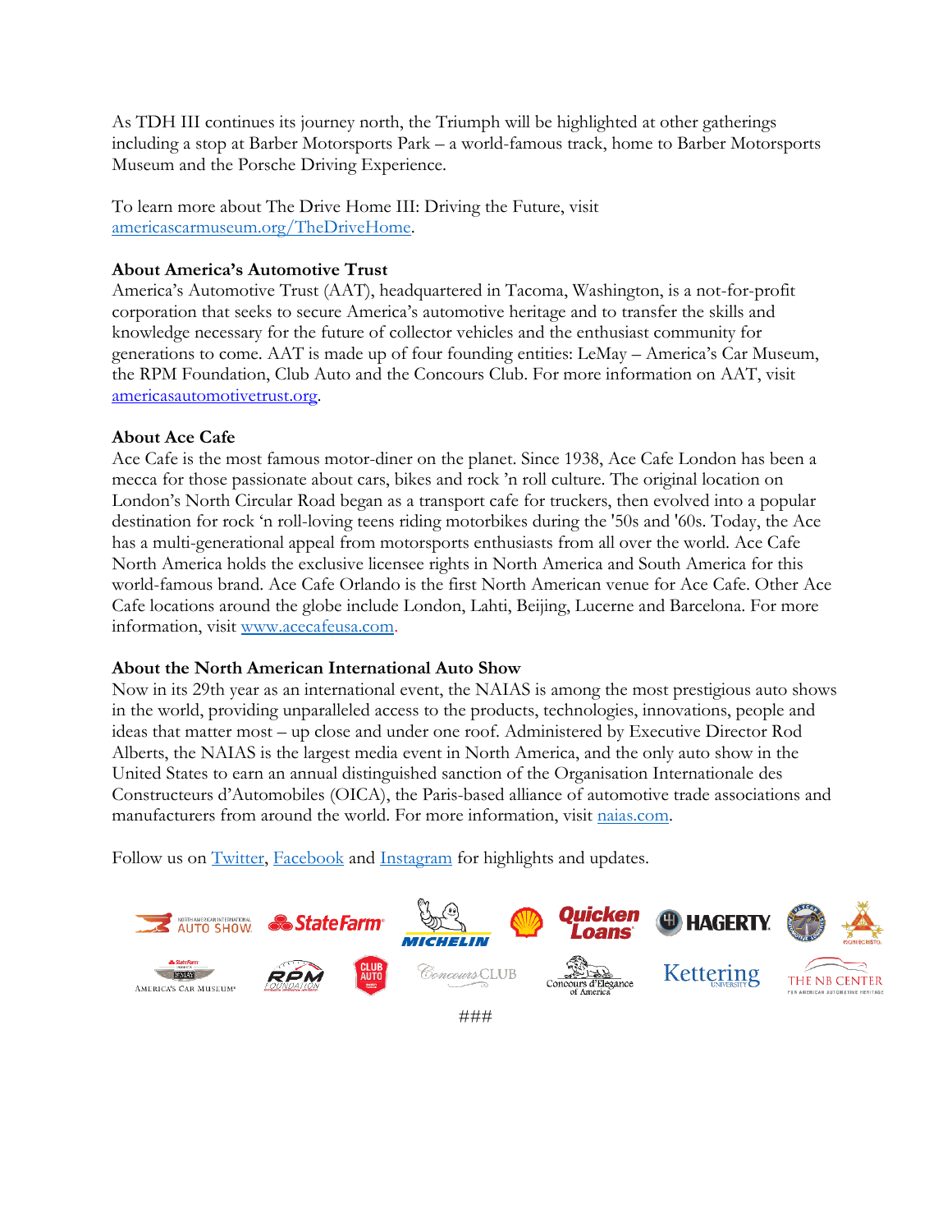As TDH III continues its journey north, the Triumph will be highlighted at other gatherings including a stop at Barber Motorsports Park – a world-famous track, home to Barber Motorsports Museum and the Porsche Driving Experience.

To learn more about The Drive Home III: Driving the Future, visit [americascarmuseum.org/TheDriveHome](americascarmuseum.org/TheDriveHome).

**About America's Automotive Trust**
America's Automotive Trust (AAT), headquartered in Tacoma, Washington, is a not-for-profit corporation that seeks to secure America's automotive heritage and to transfer the skills and knowledge necessary for the future of collector vehicles and the enthusiast community for generations to come. AAT is made up of four founding entities: LeMay – America's Car Museum, the RPM Foundation, Club Auto and the Concours Club. For more information on AAT, visit [americasautomotivetrust.org](americasautomotivetrust.org).

**About Ace Cafe**
Ace Cafe is the most famous motor-diner on the planet. Since 1938, Ace Cafe London has been a mecca for those passionate about cars, bikes and rock 'n roll culture. The original location on London's North Circular Road began as a transport cafe for truckers, then evolved into a popular destination for rock 'n roll-loving teens riding motorbikes during the '50s and '60s. Today, the Ace has a multi-generational appeal from motorsports enthusiasts from all over the world. Ace Cafe North America holds the exclusive licensee rights in North America and South America for this world-famous brand. Ace Cafe Orlando is the first North American venue for Ace Cafe. Other Ace Cafe locations around the globe include London, Lahti, Beijing, Lucerne and Barcelona. For more information, visit [www.acecafeusa.com](www.acecafeusa.com).

**About the North American International Auto Show**
Now in its 29th year as an international event, the NAIAS is among the most prestigious auto shows in the world, providing unparalleled access to the products, technologies, innovations, people and ideas that matter most – up close and under one roof. Administered by Executive Director Rod Alberts, the NAIAS is the largest media event in North America, and the only auto show in the United States to earn an annual distinguished sanction of the Organisation Internationale des Constructeurs d'Automobiles (OICA), the Paris-based alliance of automotive trade associations and manufacturers from around the world. For more information, visit [naias.com](naias.com).

Follow us on Twitter, Facebook and Instagram for highlights and updates.

###